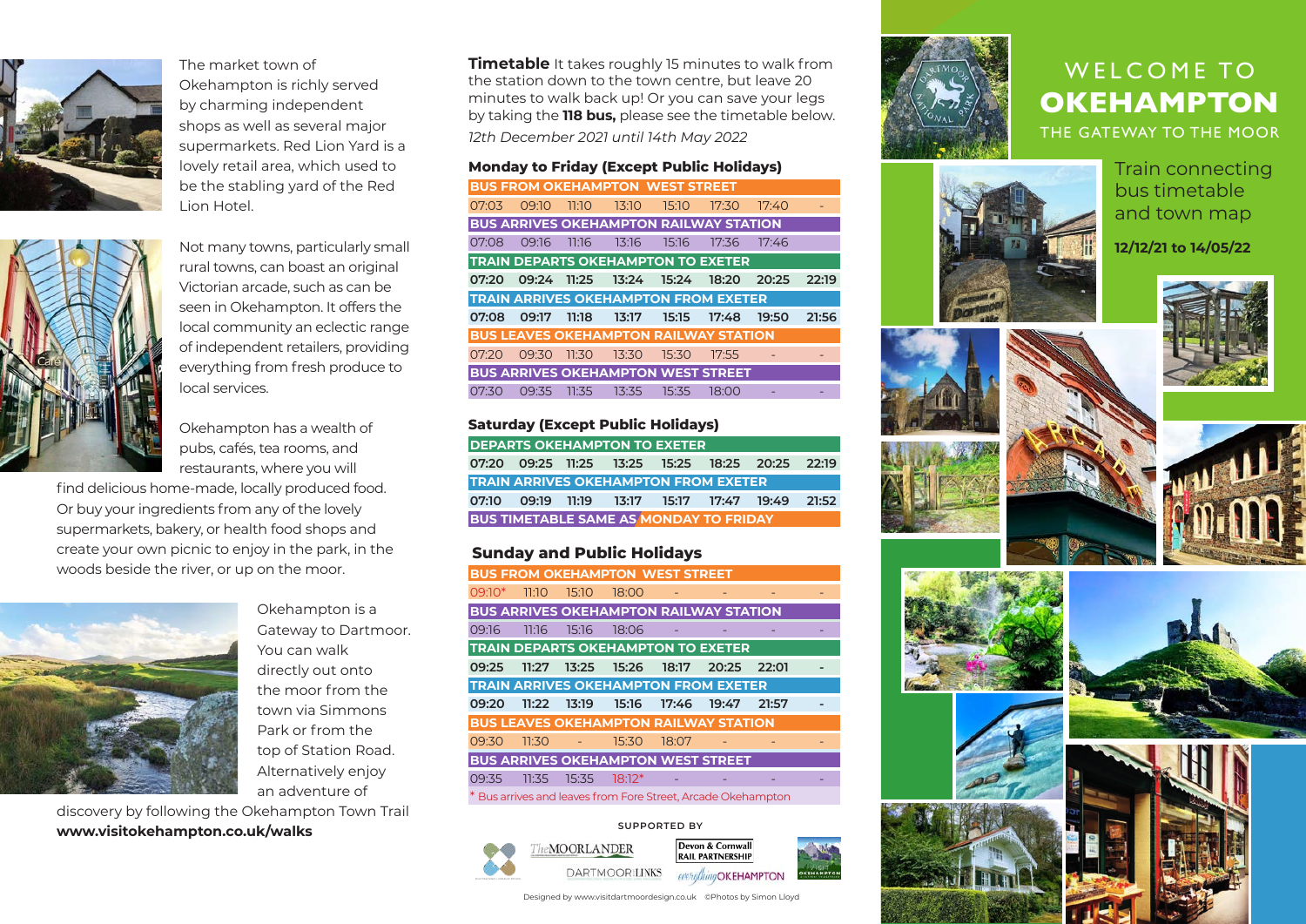The market town of Okehampton is richly served by charming independent shops as well as several major supermarkets. Red Lion Yard is a lovely retail area, which used to be the stabling yard of the Red Lion Hotel.

Not many towns, particularly small rural towns, can boast an original Victorian arcade, such as can be seen in Okehampton. It offers the local community an eclectic range of independent retailers, providing everything from fresh produce to local services.

Okehampton has a wealth of pubs, cafés, tea rooms, and restaurants, where you will find delicious home-made, locally produced food. Or buy your ingredients from any of the lovely supermarkets, bakery, or health food shops and create your own picnic to enjoy in the park, in the woods beside the river, or up on the moor.

Okehampton is a Gateway to Dartmoor. You can walk directly out onto the moor from the town via Simmons Park or from the top of Station Road. Alternatively enjoy an adventure of discovery by following the Okehampton Town Trail **www.visitokehampton.co.uk/walks**

**Timetable** It takes roughly 15 minutes to walk from the station down to the town centre, but leave 20 minutes to walk back up! Or you can save your legs by taking the **118 bus,** please see the timetable below.

*12th December 2021 until 14th May 2022*

### Monday to Friday (Except Public Holidays)

| | | | | | | | |
|---|---|---|---|---|---|---|---|
| **BUS FROM OKEHAMPTON WEST STREET** | | | | | | | |
| 07:03 | 09:10 | 11:10 | 13:10 | 15:10 | 17:30 | 17:40 | - |
| **BUS ARRIVES OKEHAMPTON RAILWAY STATION** | | | | | | | |
| 07:08 | 09:16 | 11:16 | 13:16 | 15:16 | 17:36 | 17:46 | |
| **TRAIN DEPARTS OKEHAMPTON TO EXETER** | | | | | | | |
| **07:20** | **09:24** | **11:25** | **13:24** | **15:24** | **18:20** | **20:25** | **22:19** |
| **TRAIN ARRIVES OKEHAMPTON FROM EXETER** | | | | | | | |
| **07:08** | **09:17** | **11:18** | **13:17** | **15:15** | **17:48** | **19:50** | **21:56** |
| **BUS LEAVES OKEHAMPTON RAILWAY STATION** | | | | | | | |
| 07:20 | 09:30 | 11:30 | 13:30 | 15:30 | 17:55 | - | - |
| **BUS ARRIVES OKEHAMPTON WEST STREET** | | | | | | | |
| 07:30 | 09:35 | 11:35 | 13:35 | 15:35 | 18:00 | - | - |

### Saturday (Except Public Holidays)

| | | | | | | | |
|---|---|---|---|---|---|---|---|
| **DEPARTS OKEHAMPTON TO EXETER** | | | | | | | |
| **07:20** | **09:25** | **11:25** | **13:25** | **15:25** | **18:25** | **20:25** | **22:19** |
| **TRAIN ARRIVES OKEHAMPTON FROM EXETER** | | | | | | | |
| **07:10** | **09:19** | **11:19** | **13:17** | **15:17** | **17:47** | **19:49** | **21:52** |
| **BUS TIMETABLE SAME AS MONDAY TO FRIDAY** | | | | | | | |

### Sunday and Public Holidays

| | | | | | | | |
|---|---|---|---|---|---|---|---|
| **BUS FROM OKEHAMPTON WEST STREET** | | | | | | | |
| 09:10* | 11:10 | 15:10 | 18:00 | - | - | - | - |
| **BUS ARRIVES OKEHAMPTON RAILWAY STATION** | | | | | | | |
| 09:16 | 11:16 | 15:16 | 18:06 | - | - | - | - |
| **TRAIN DEPARTS OKEHAMPTON TO EXETER** | | | | | | | |
| **09:25** | **11:27** | **13:25** | **15:26** | **18:17** | **20:25** | **22:01** | **-** |
| **TRAIN ARRIVES OKEHAMPTON FROM EXETER** | | | | | | | |
| **09:20** | **11:22** | **13:19** | **15:16** | **17:46** | **19:47** | **21:57** | **-** |
| **BUS LEAVES OKEHAMPTON RAILWAY STATION** | | | | | | | |
| 09:30 | 11:30 | - | 15:30 | 18:07 | - | - | - |
| **BUS ARRIVES OKEHAMPTON WEST STREET** | | | | | | | |
| 09:35 | 11:35 | 15:35 | 18:12* | - | - | - | - |

\* Bus arrives and leaves from Fore Street, Arcade Okehampton

SUPPORTED BY

TheMOORLANDER · DARTMOOR LINKS · Devon & Cornwall RAIL PARTNERSHIP · everything OKEHAMPTON · VISIT OKEHAMPTON

Designed by www.visitdartmoordesign.co.uk ©Photos by Simon Lloyd

# WELCOME TO OKEHAMPTON

THE GATEWAY TO THE MOOR

Train connecting bus timetable and town map

**12/12/21 to 14/05/22**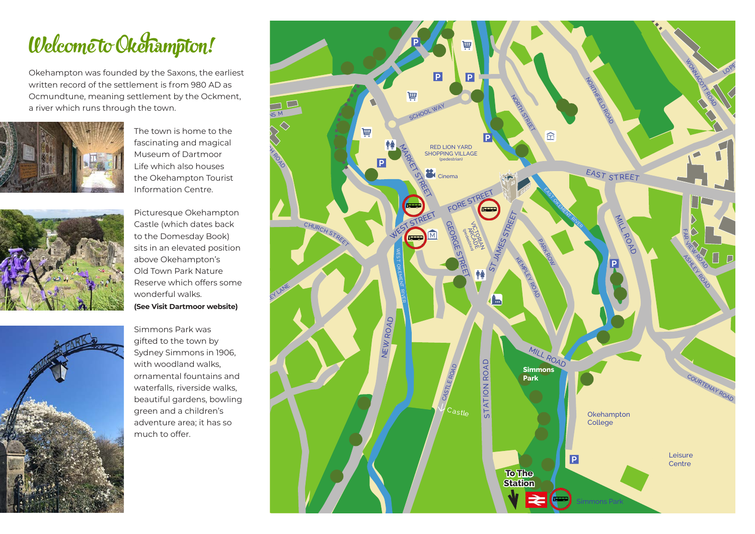# Welcome to Okehampton!

Okehampton was founded by the Saxons, the earliest written record of the settlement is from 980 AD as Ocmundtune, meaning settlement by the Ockment, a river which runs through the town.

The town is home to the fascinating and magical Museum of Dartmoor Life which also houses the Okehampton Tourist Information Centre.

Picturesque Okehampton Castle (which dates back to the Domesday Book) sits in an elevated position above Okehampton's Old Town Park Nature Reserve which offers some wonderful walks. **(See Visit Dartmoor website)**

Simmons Park was gifted to the town by Sydney Simmons in 1906, with woodland walks, ornamental fountains and waterfalls, riverside walks, beautiful gardens, bowling green and a children's adventure area; it has so much to offer.

SCHOOL WAY
NORTHFIELD ROAD
WONNACOTT ROAD
NORTH STREET
RED LION YARD SHOPPING VILLAGE (pedestrian)
MARKET STREET
Cinema
EAST STREET
EAST OKEMENT RIVER
FORE STREET
WEST STREET
CHURCH STREET
GEORGE STREET
VICTORIAN ARCADE (pedestrian)
ST JAMES STREET
PARK ROW
KEMPLEY ROAD
MILL ROAD
FAR VIEW ROAD
ASHLEY ROAD
WEST OKEMENT RIVER
NEW ROAD
CASTLE ROAD
Castle
STATION ROAD
MILL ROAD
Simmons Park
COURTENAY ROAD
Okehampton College
Leisure Centre
To The Station
Simmons Park